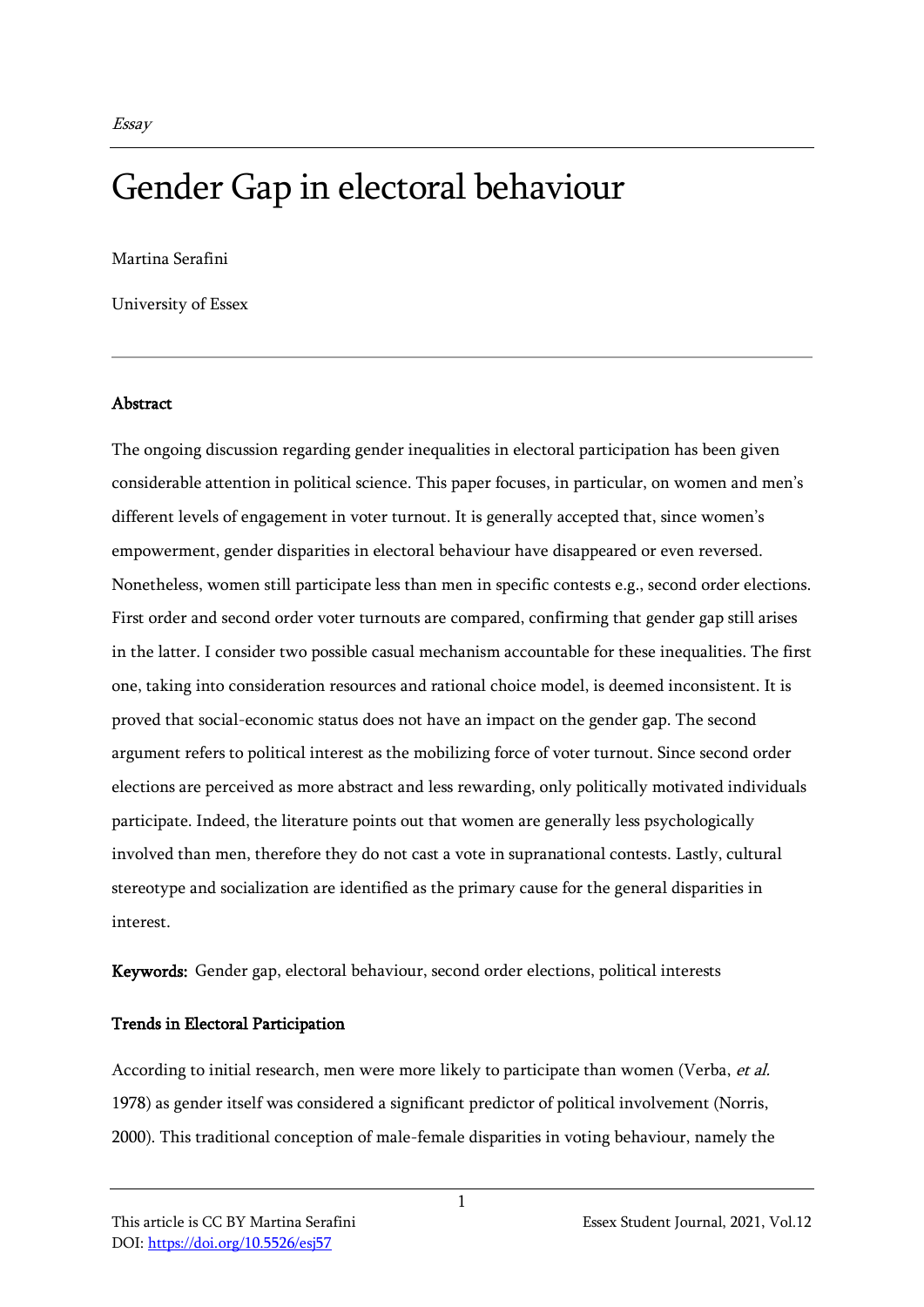*Essay*

# Gender Gap in electoral behaviour

Martina Serafini

University of Essex

---

**Abstract**

The ongoing discussion regarding gender inequalities in electoral participation has been given considerable attention in political science. This paper focuses, in particular, on women and men's different levels of engagement in voter turnout. It is generally accepted that, since women's empowerment, gender disparities in electoral behaviour have disappeared or even reversed. Nonetheless, women still participate less than men in specific contests e.g., second order elections. First order and second order voter turnouts are compared, confirming that gender gap still arises in the latter. I consider two possible casual mechanism accountable for these inequalities. The first one, taking into consideration resources and rational choice model, is deemed inconsistent. It is proved that social-economic status does not have an impact on the gender gap. The second argument refers to political interest as the mobilizing force of voter turnout. Since second order elections are perceived as more abstract and less rewarding, only politically motivated individuals participate. Indeed, the literature points out that women are generally less psychologically involved than men, therefore they do not cast a vote in supranational contests. Lastly, cultural stereotype and socialization are identified as the primary cause for the general disparities in interest.

**Keywords:** Gender gap, electoral behaviour, second order elections, political interests

## Trends in Electoral Participation

According to initial research, men were more likely to participate than women (Verba, *et al.* 1978) as gender itself was considered a significant predictor of political involvement (Norris, 2000). This traditional conception of male-female disparities in voting behaviour, namely the

This article is CC BY Martina Serafini
DOI: https://doi.org/10.5526/esj57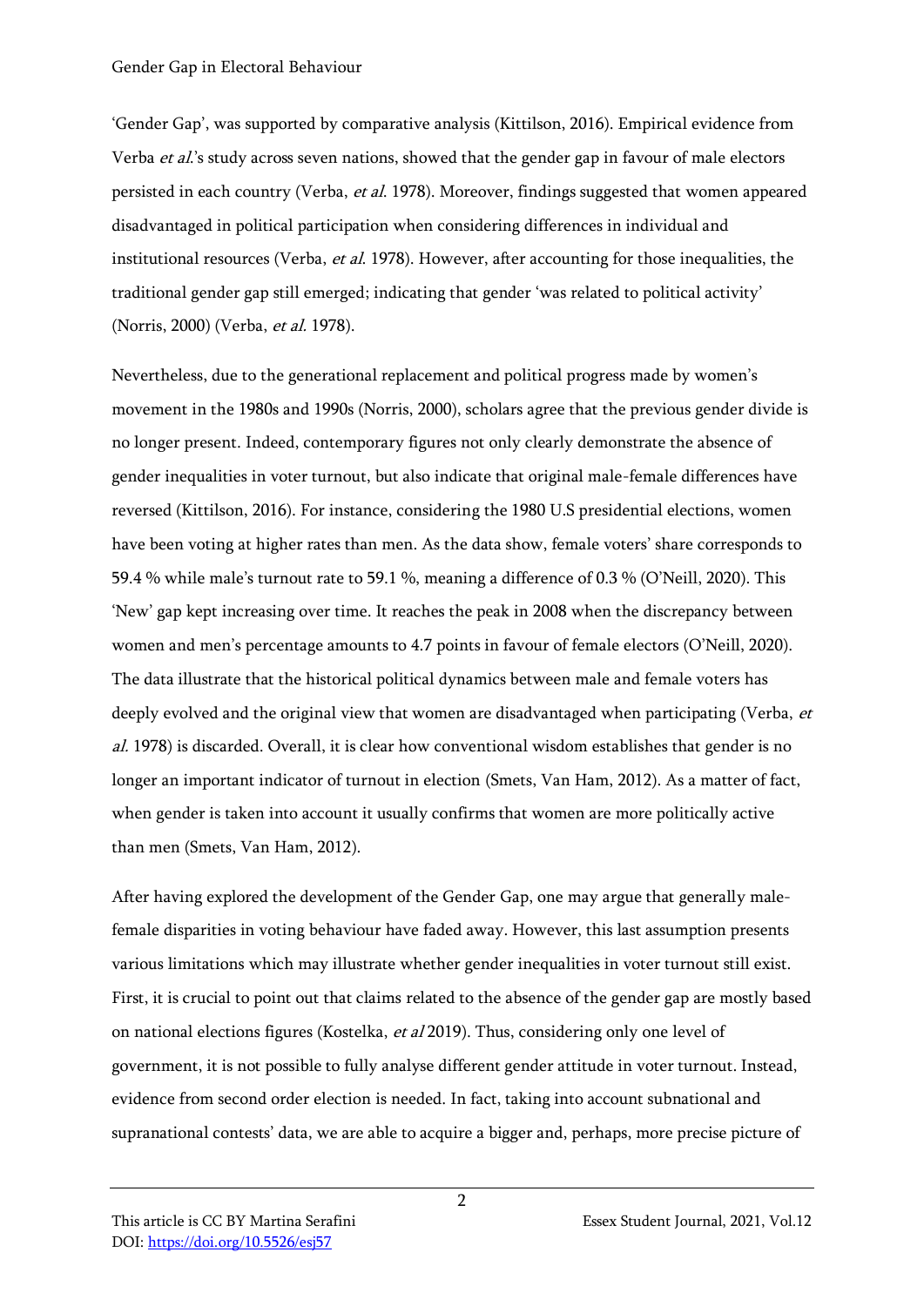'Gender Gap', was supported by comparative analysis (Kittilson, 2016). Empirical evidence from Verba *et al*.'s study across seven nations, showed that the gender gap in favour of male electors persisted in each country (Verba, *et al*. 1978). Moreover, findings suggested that women appeared disadvantaged in political participation when considering differences in individual and institutional resources (Verba, *et al*. 1978). However, after accounting for those inequalities, the traditional gender gap still emerged; indicating that gender 'was related to political activity' (Norris, 2000) (Verba, *et al*. 1978).

Nevertheless, due to the generational replacement and political progress made by women's movement in the 1980s and 1990s (Norris, 2000), scholars agree that the previous gender divide is no longer present. Indeed, contemporary figures not only clearly demonstrate the absence of gender inequalities in voter turnout, but also indicate that original male-female differences have reversed (Kittilson, 2016). For instance, considering the 1980 U.S presidential elections, women have been voting at higher rates than men. As the data show, female voters' share corresponds to 59.4 % while male's turnout rate to 59.1 %, meaning a difference of 0.3 % (O'Neill, 2020). This 'New' gap kept increasing over time. It reaches the peak in 2008 when the discrepancy between women and men's percentage amounts to 4.7 points in favour of female electors (O'Neill, 2020). The data illustrate that the historical political dynamics between male and female voters has deeply evolved and the original view that women are disadvantaged when participating (Verba, *et al*. 1978) is discarded. Overall, it is clear how conventional wisdom establishes that gender is no longer an important indicator of turnout in election (Smets, Van Ham, 2012). As a matter of fact, when gender is taken into account it usually confirms that women are more politically active than men (Smets, Van Ham, 2012).

After having explored the development of the Gender Gap, one may argue that generally male-female disparities in voting behaviour have faded away. However, this last assumption presents various limitations which may illustrate whether gender inequalities in voter turnout still exist. First, it is crucial to point out that claims related to the absence of the gender gap are mostly based on national elections figures (Kostelka, *et al* 2019). Thus, considering only one level of government, it is not possible to fully analyse different gender attitude in voter turnout. Instead, evidence from second order election is needed. In fact, taking into account subnational and supranational contests' data, we are able to acquire a bigger and, perhaps, more precise picture of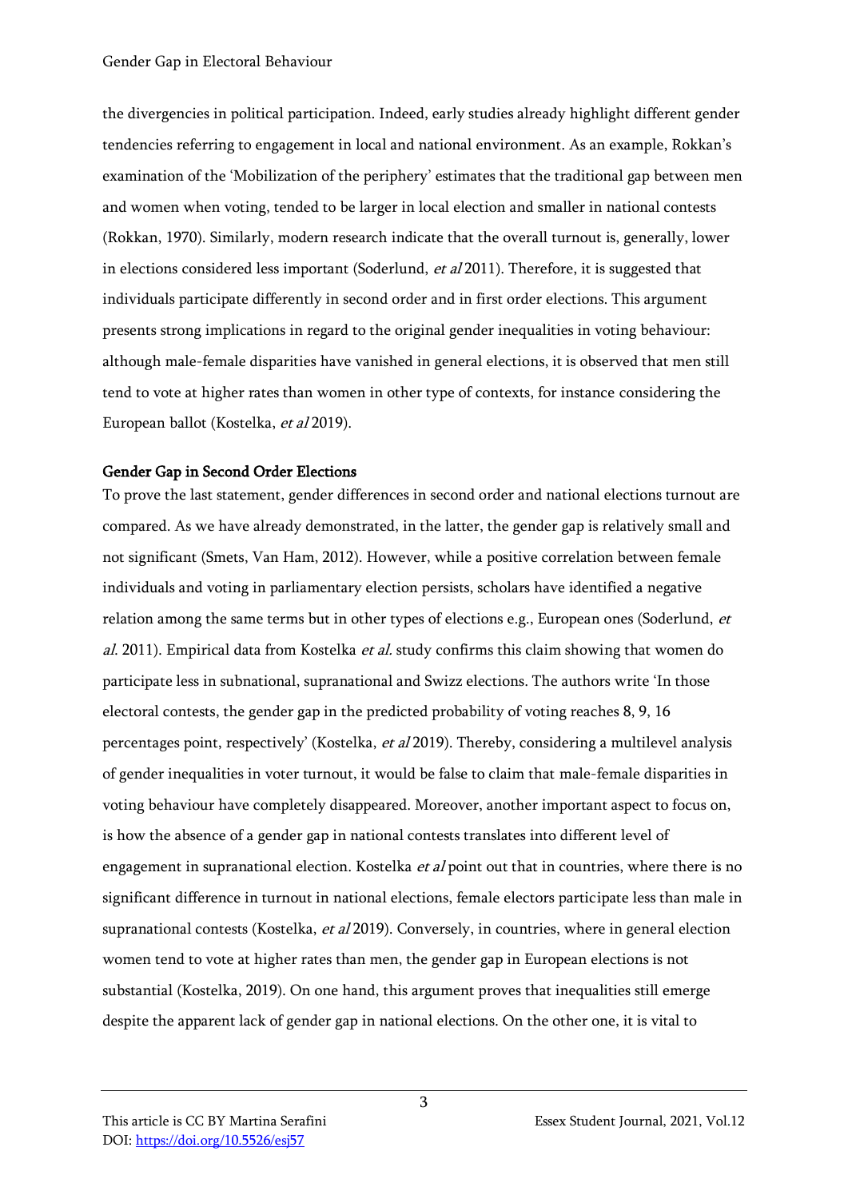the divergencies in political participation. Indeed, early studies already highlight different gender tendencies referring to engagement in local and national environment. As an example, Rokkan's examination of the 'Mobilization of the periphery' estimates that the traditional gap between men and women when voting, tended to be larger in local election and smaller in national contests (Rokkan, 1970). Similarly, modern research indicate that the overall turnout is, generally, lower in elections considered less important (Soderlund, *et al* 2011). Therefore, it is suggested that individuals participate differently in second order and in first order elections. This argument presents strong implications in regard to the original gender inequalities in voting behaviour: although male-female disparities have vanished in general elections, it is observed that men still tend to vote at higher rates than women in other type of contexts, for instance considering the European ballot (Kostelka, *et al* 2019).

## Gender Gap in Second Order Elections

To prove the last statement, gender differences in second order and national elections turnout are compared. As we have already demonstrated, in the latter, the gender gap is relatively small and not significant (Smets, Van Ham, 2012). However, while a positive correlation between female individuals and voting in parliamentary election persists, scholars have identified a negative relation among the same terms but in other types of elections e.g., European ones (Soderlund, *et al.* 2011). Empirical data from Kostelka *et al.* study confirms this claim showing that women do participate less in subnational, supranational and Swizz elections. The authors write 'In those electoral contests, the gender gap in the predicted probability of voting reaches 8, 9, 16 percentages point, respectively' (Kostelka, *et al* 2019). Thereby, considering a multilevel analysis of gender inequalities in voter turnout, it would be false to claim that male-female disparities in voting behaviour have completely disappeared. Moreover, another important aspect to focus on, is how the absence of a gender gap in national contests translates into different level of engagement in supranational election. Kostelka *et al* point out that in countries, where there is no significant difference in turnout in national elections, female electors participate less than male in supranational contests (Kostelka, *et al* 2019). Conversely, in countries, where in general election women tend to vote at higher rates than men, the gender gap in European elections is not substantial (Kostelka, 2019). On one hand, this argument proves that inequalities still emerge despite the apparent lack of gender gap in national elections. On the other one, it is vital to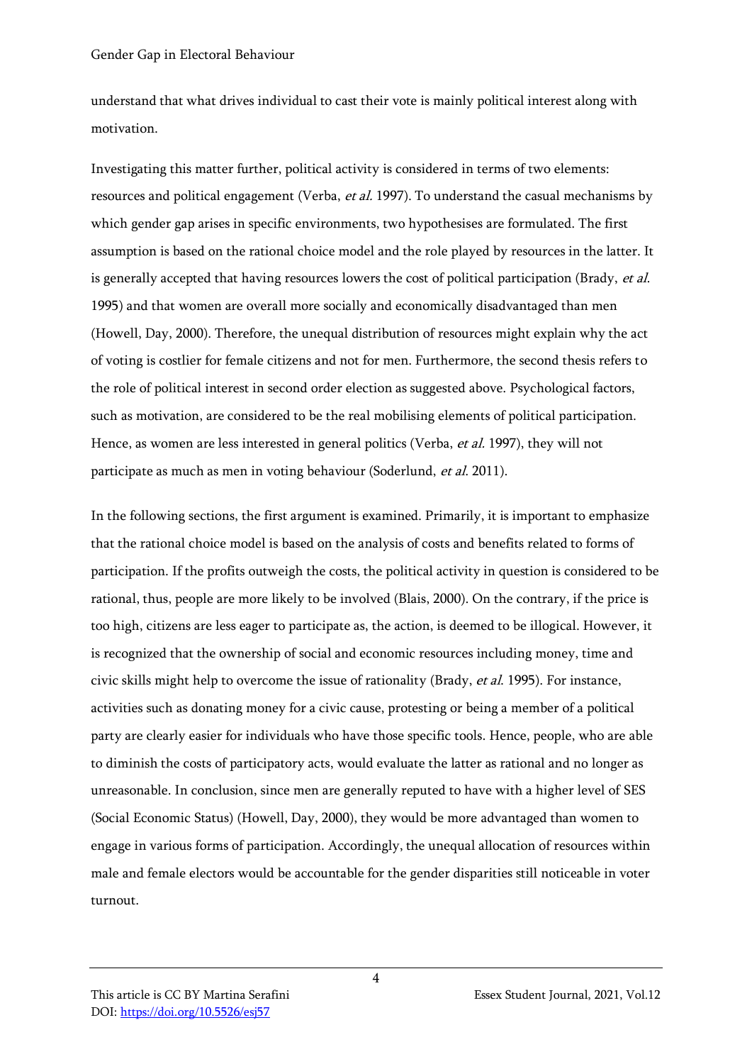understand that what drives individual to cast their vote is mainly political interest along with motivation.

Investigating this matter further, political activity is considered in terms of two elements: resources and political engagement (Verba, *et al.* 1997). To understand the casual mechanisms by which gender gap arises in specific environments, two hypothesises are formulated. The first assumption is based on the rational choice model and the role played by resources in the latter. It is generally accepted that having resources lowers the cost of political participation (Brady, *et al.* 1995) and that women are overall more socially and economically disadvantaged than men (Howell, Day, 2000). Therefore, the unequal distribution of resources might explain why the act of voting is costlier for female citizens and not for men. Furthermore, the second thesis refers to the role of political interest in second order election as suggested above. Psychological factors, such as motivation, are considered to be the real mobilising elements of political participation. Hence, as women are less interested in general politics (Verba, *et al.* 1997), they will not participate as much as men in voting behaviour (Soderlund, *et al.* 2011).

In the following sections, the first argument is examined. Primarily, it is important to emphasize that the rational choice model is based on the analysis of costs and benefits related to forms of participation. If the profits outweigh the costs, the political activity in question is considered to be rational, thus, people are more likely to be involved (Blais, 2000). On the contrary, if the price is too high, citizens are less eager to participate as, the action, is deemed to be illogical. However, it is recognized that the ownership of social and economic resources including money, time and civic skills might help to overcome the issue of rationality (Brady, *et al.* 1995). For instance, activities such as donating money for a civic cause, protesting or being a member of a political party are clearly easier for individuals who have those specific tools. Hence, people, who are able to diminish the costs of participatory acts, would evaluate the latter as rational and no longer as unreasonable. In conclusion, since men are generally reputed to have with a higher level of SES (Social Economic Status) (Howell, Day, 2000), they would be more advantaged than women to engage in various forms of participation. Accordingly, the unequal allocation of resources within male and female electors would be accountable for the gender disparities still noticeable in voter turnout.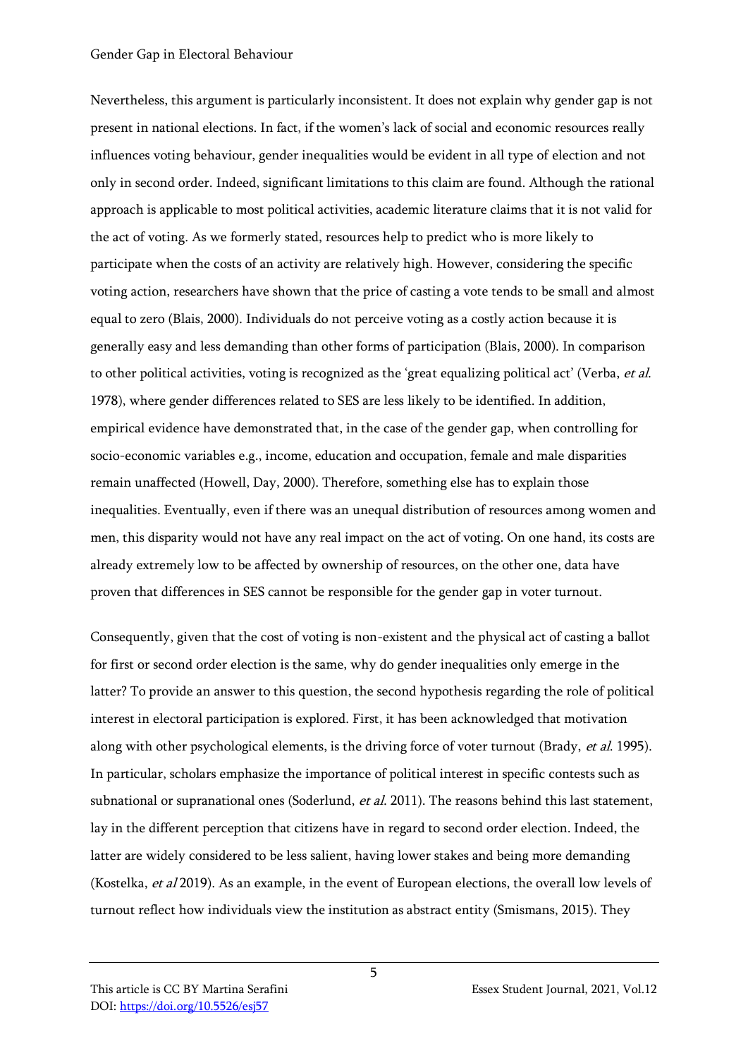Nevertheless, this argument is particularly inconsistent. It does not explain why gender gap is not present in national elections. In fact, if the women's lack of social and economic resources really influences voting behaviour, gender inequalities would be evident in all type of election and not only in second order. Indeed, significant limitations to this claim are found. Although the rational approach is applicable to most political activities, academic literature claims that it is not valid for the act of voting. As we formerly stated, resources help to predict who is more likely to participate when the costs of an activity are relatively high. However, considering the specific voting action, researchers have shown that the price of casting a vote tends to be small and almost equal to zero (Blais, 2000). Individuals do not perceive voting as a costly action because it is generally easy and less demanding than other forms of participation (Blais, 2000). In comparison to other political activities, voting is recognized as the 'great equalizing political act' (Verba, *et al.* 1978), where gender differences related to SES are less likely to be identified. In addition, empirical evidence have demonstrated that, in the case of the gender gap, when controlling for socio-economic variables e.g., income, education and occupation, female and male disparities remain unaffected (Howell, Day, 2000). Therefore, something else has to explain those inequalities. Eventually, even if there was an unequal distribution of resources among women and men, this disparity would not have any real impact on the act of voting. On one hand, its costs are already extremely low to be affected by ownership of resources, on the other one, data have proven that differences in SES cannot be responsible for the gender gap in voter turnout.

Consequently, given that the cost of voting is non-existent and the physical act of casting a ballot for first or second order election is the same, why do gender inequalities only emerge in the latter? To provide an answer to this question, the second hypothesis regarding the role of political interest in electoral participation is explored. First, it has been acknowledged that motivation along with other psychological elements, is the driving force of voter turnout (Brady, *et al.* 1995). In particular, scholars emphasize the importance of political interest in specific contests such as subnational or supranational ones (Soderlund, *et al.* 2011). The reasons behind this last statement, lay in the different perception that citizens have in regard to second order election. Indeed, the latter are widely considered to be less salient, having lower stakes and being more demanding (Kostelka, *et al* 2019). As an example, in the event of European elections, the overall low levels of turnout reflect how individuals view the institution as abstract entity (Smismans, 2015). They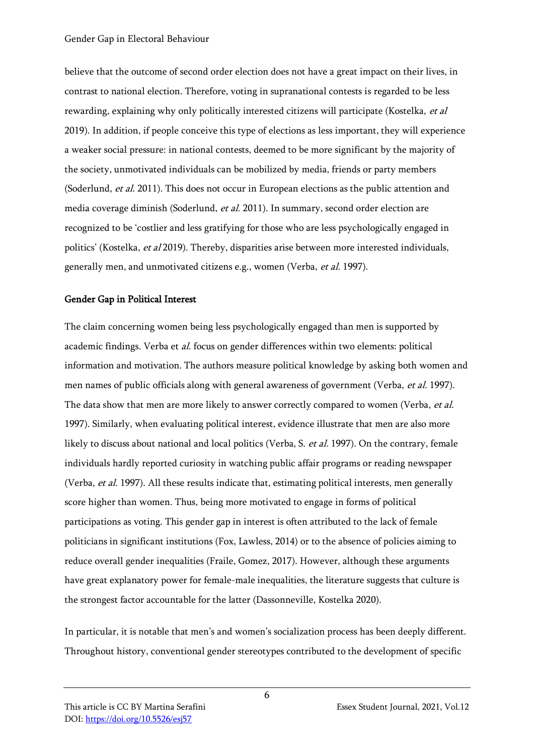believe that the outcome of second order election does not have a great impact on their lives, in contrast to national election. Therefore, voting in supranational contests is regarded to be less rewarding, explaining why only politically interested citizens will participate (Kostelka, *et al* 2019). In addition, if people conceive this type of elections as less important, they will experience a weaker social pressure: in national contests, deemed to be more significant by the majority of the society, unmotivated individuals can be mobilized by media, friends or party members (Soderlund, *et al.* 2011). This does not occur in European elections as the public attention and media coverage diminish (Soderlund, *et al.* 2011). In summary, second order election are recognized to be 'costlier and less gratifying for those who are less psychologically engaged in politics' (Kostelka, *et al* 2019). Thereby, disparities arise between more interested individuals, generally men, and unmotivated citizens e.g., women (Verba, *et al.* 1997).

## Gender Gap in Political Interest

The claim concerning women being less psychologically engaged than men is supported by academic findings. Verba et *al.* focus on gender differences within two elements: political information and motivation. The authors measure political knowledge by asking both women and men names of public officials along with general awareness of government (Verba, *et al.* 1997). The data show that men are more likely to answer correctly compared to women (Verba, *et al.* 1997). Similarly, when evaluating political interest, evidence illustrate that men are also more likely to discuss about national and local politics (Verba, S. *et al.* 1997). On the contrary, female individuals hardly reported curiosity in watching public affair programs or reading newspaper (Verba, *et al.* 1997). All these results indicate that, estimating political interests, men generally score higher than women. Thus, being more motivated to engage in forms of political participations as voting. This gender gap in interest is often attributed to the lack of female politicians in significant institutions (Fox, Lawless, 2014) or to the absence of policies aiming to reduce overall gender inequalities (Fraile, Gomez, 2017). However, although these arguments have great explanatory power for female-male inequalities, the literature suggests that culture is the strongest factor accountable for the latter (Dassonneville, Kostelka 2020).

In particular, it is notable that men's and women's socialization process has been deeply different. Throughout history, conventional gender stereotypes contributed to the development of specific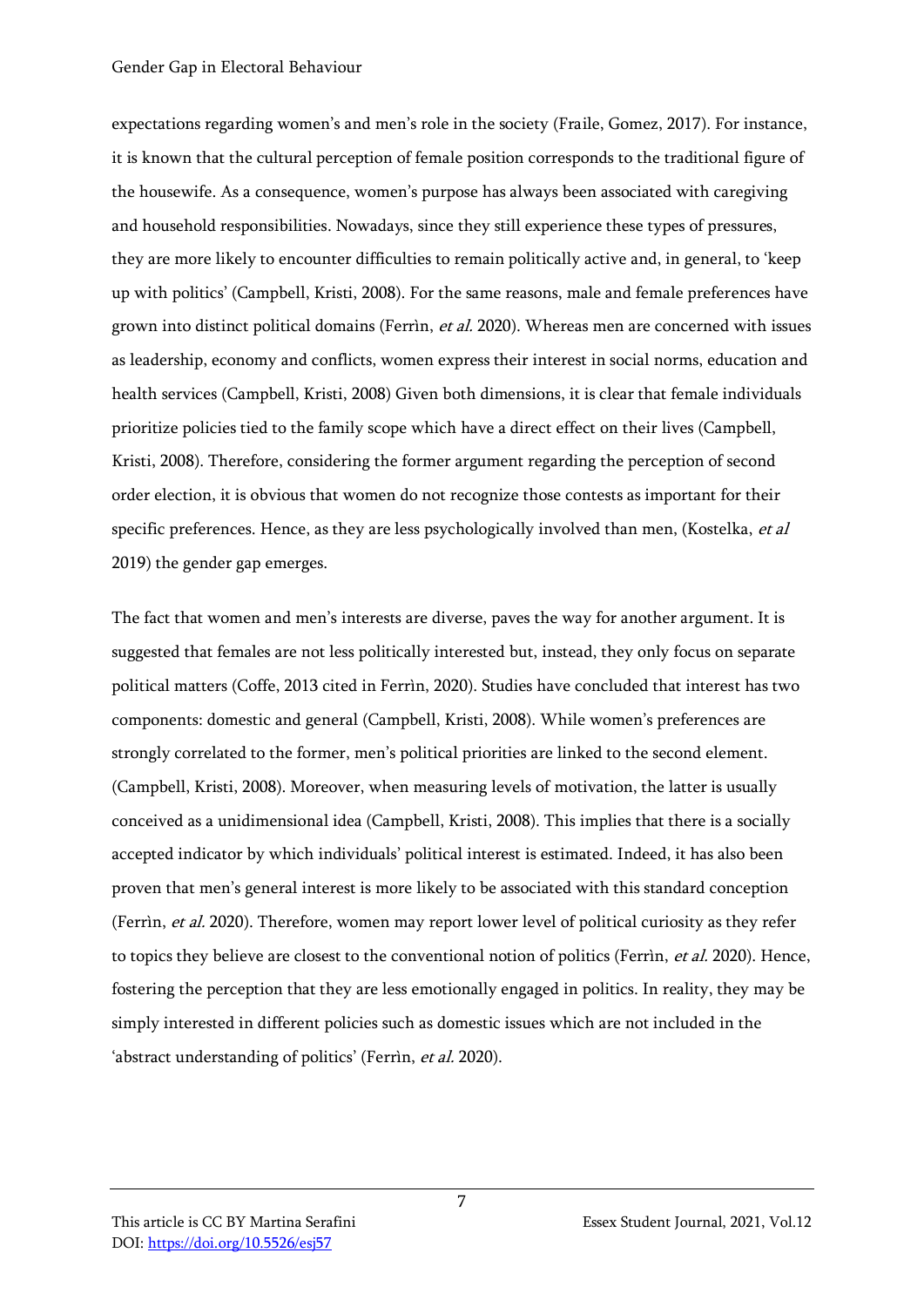expectations regarding women's and men's role in the society (Fraile, Gomez, 2017). For instance, it is known that the cultural perception of female position corresponds to the traditional figure of the housewife. As a consequence, women's purpose has always been associated with caregiving and household responsibilities. Nowadays, since they still experience these types of pressures, they are more likely to encounter difficulties to remain politically active and, in general, to 'keep up with politics' (Campbell, Kristi, 2008). For the same reasons, male and female preferences have grown into distinct political domains (Ferrìn, *et al.* 2020). Whereas men are concerned with issues as leadership, economy and conflicts, women express their interest in social norms, education and health services (Campbell, Kristi, 2008) Given both dimensions, it is clear that female individuals prioritize policies tied to the family scope which have a direct effect on their lives (Campbell, Kristi, 2008). Therefore, considering the former argument regarding the perception of second order election, it is obvious that women do not recognize those contests as important for their specific preferences. Hence, as they are less psychologically involved than men, (Kostelka, *et al* 2019) the gender gap emerges.

The fact that women and men's interests are diverse, paves the way for another argument. It is suggested that females are not less politically interested but, instead, they only focus on separate political matters (Coffe, 2013 cited in Ferrìn, 2020). Studies have concluded that interest has two components: domestic and general (Campbell, Kristi, 2008). While women's preferences are strongly correlated to the former, men's political priorities are linked to the second element. (Campbell, Kristi, 2008). Moreover, when measuring levels of motivation, the latter is usually conceived as a unidimensional idea (Campbell, Kristi, 2008). This implies that there is a socially accepted indicator by which individuals' political interest is estimated. Indeed, it has also been proven that men's general interest is more likely to be associated with this standard conception (Ferrìn, *et al.* 2020). Therefore, women may report lower level of political curiosity as they refer to topics they believe are closest to the conventional notion of politics (Ferrìn, *et al.* 2020). Hence, fostering the perception that they are less emotionally engaged in politics. In reality, they may be simply interested in different policies such as domestic issues which are not included in the 'abstract understanding of politics' (Ferrìn, *et al.* 2020).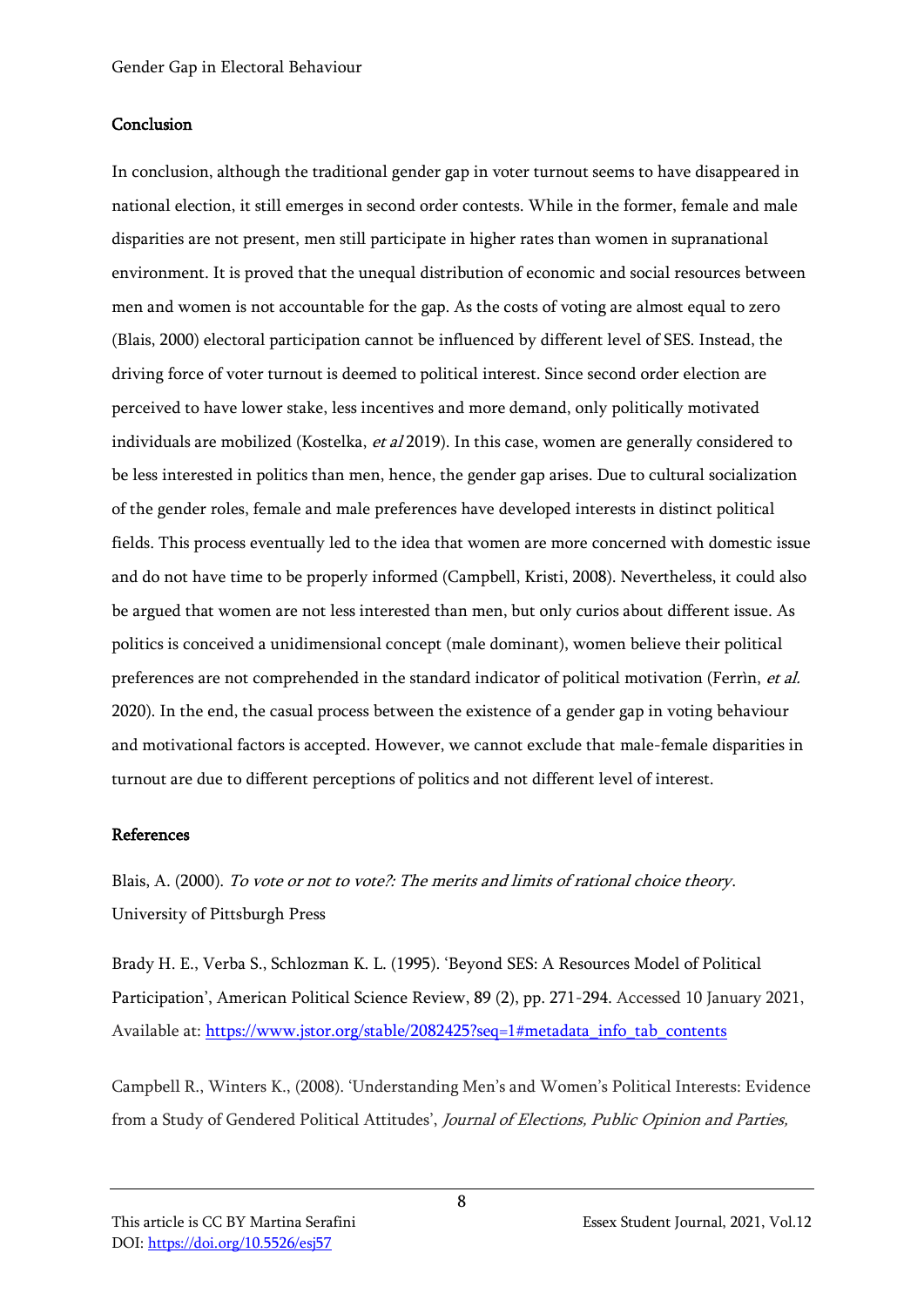## Conclusion

In conclusion, although the traditional gender gap in voter turnout seems to have disappeared in national election, it still emerges in second order contests. While in the former, female and male disparities are not present, men still participate in higher rates than women in supranational environment. It is proved that the unequal distribution of economic and social resources between men and women is not accountable for the gap. As the costs of voting are almost equal to zero (Blais, 2000) electoral participation cannot be influenced by different level of SES. Instead, the driving force of voter turnout is deemed to political interest. Since second order election are perceived to have lower stake, less incentives and more demand, only politically motivated individuals are mobilized (Kostelka, *et al* 2019). In this case, women are generally considered to be less interested in politics than men, hence, the gender gap arises. Due to cultural socialization of the gender roles, female and male preferences have developed interests in distinct political fields. This process eventually led to the idea that women are more concerned with domestic issue and do not have time to be properly informed (Campbell, Kristi, 2008). Nevertheless, it could also be argued that women are not less interested than men, but only curios about different issue. As politics is conceived a unidimensional concept (male dominant), women believe their political preferences are not comprehended in the standard indicator of political motivation (Ferrìn, *et al.* 2020). In the end, the casual process between the existence of a gender gap in voting behaviour and motivational factors is accepted. However, we cannot exclude that male-female disparities in turnout are due to different perceptions of politics and not different level of interest.

## References

Blais, A. (2000). *To vote or not to vote?: The merits and limits of rational choice theory*. University of Pittsburgh Press

Brady H. E., Verba S., Schlozman K. L. (1995). 'Beyond SES: A Resources Model of Political Participation', American Political Science Review, 89 (2), pp. 271-294. Accessed 10 January 2021, Available at: [https://www.jstor.org/stable/2082425?seq=1#metadata_info_tab_contents](https://www.jstor.org/stable/2082425?seq=1#metadata_info_tab_contents)

Campbell R., Winters K., (2008). 'Understanding Men's and Women's Political Interests: Evidence from a Study of Gendered Political Attitudes', *Journal of Elections, Public Opinion and Parties,*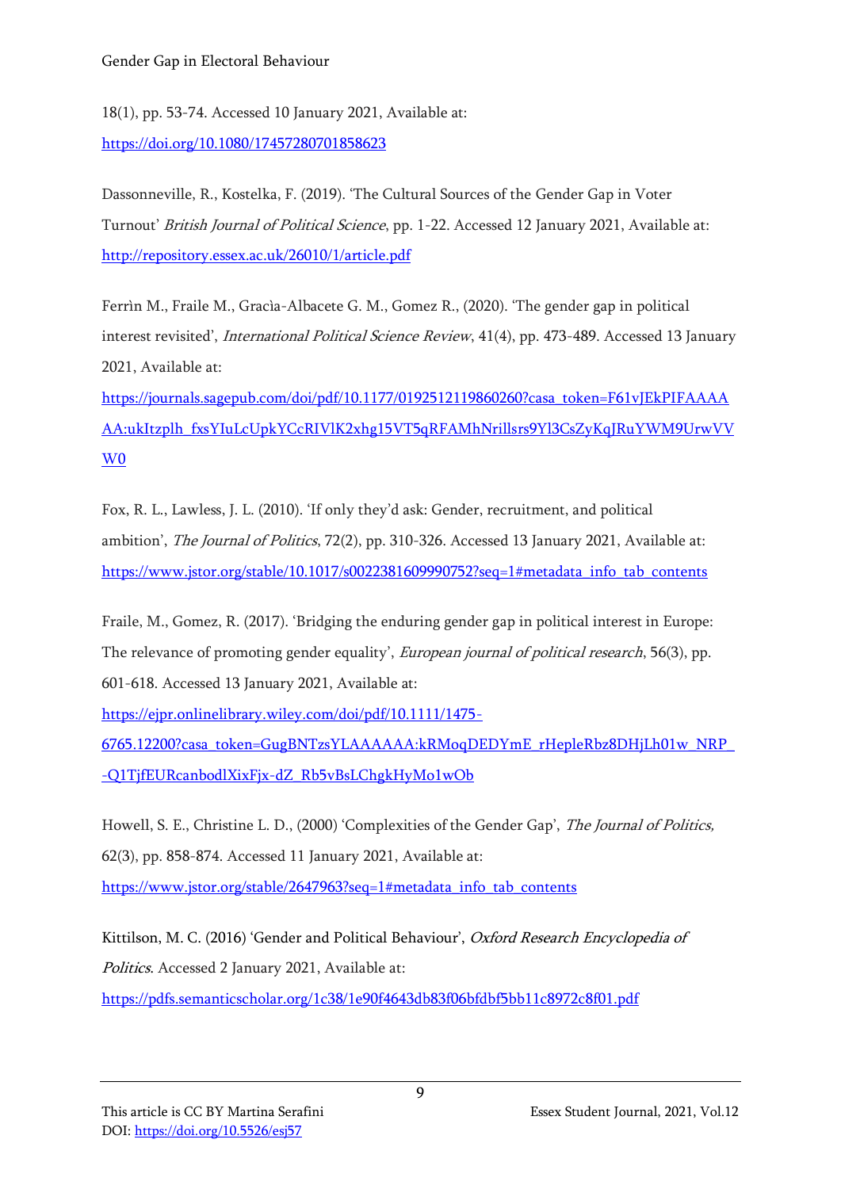18(1), pp. 53-74. Accessed 10 January 2021, Available at: https://doi.org/10.1080/17457280701858623

Dassonneville, R., Kostelka, F. (2019). 'The Cultural Sources of the Gender Gap in Voter Turnout' *British Journal of Political Science*, pp. 1-22. Accessed 12 January 2021, Available at: http://repository.essex.ac.uk/26010/1/article.pdf

Ferrìn M., Fraile M., Gracìa-Albacete G. M., Gomez R., (2020). 'The gender gap in political interest revisited', *International Political Science Review*, 41(4), pp. 473-489. Accessed 13 January 2021, Available at: https://journals.sagepub.com/doi/pdf/10.1177/0192512119860260?casa_token=F61vJEkPIFAAAAAA:ukItzplh_fxsYIuLcUpkYCcRIVlK2xhg15VT5qRFAMhNrillsrs9Yl3CsZyKqJRuYWM9UrwVVW0

Fox, R. L., Lawless, J. L. (2010). 'If only they'd ask: Gender, recruitment, and political ambition', *The Journal of Politics*, 72(2), pp. 310-326. Accessed 13 January 2021, Available at: https://www.jstor.org/stable/10.1017/s0022381609990752?seq=1#metadata_info_tab_contents

Fraile, M., Gomez, R. (2017). 'Bridging the enduring gender gap in political interest in Europe: The relevance of promoting gender equality', *European journal of political research*, 56(3), pp. 601-618. Accessed 13 January 2021, Available at: https://ejpr.onlinelibrary.wiley.com/doi/pdf/10.1111/1475-6765.12200?casa_token=GugBNTzsYLAAAAAA:kRMoqDEDYmE_rHepleRbz8DHjLh01w_NRP_-Q1TjfEURcanbodlXixFjx-dZ_Rb5vBsLChgkHyMo1wOb

Howell, S. E., Christine L. D., (2000) 'Complexities of the Gender Gap', *The Journal of Politics,* 62(3), pp. 858-874. Accessed 11 January 2021, Available at: https://www.jstor.org/stable/2647963?seq=1#metadata_info_tab_contents

Kittilson, M. C. (2016) 'Gender and Political Behaviour', *Oxford Research Encyclopedia of Politics*. Accessed 2 January 2021, Available at: https://pdfs.semanticscholar.org/1c38/1e90f4643db83f06bfdbf5bb11c8972c8f01.pdf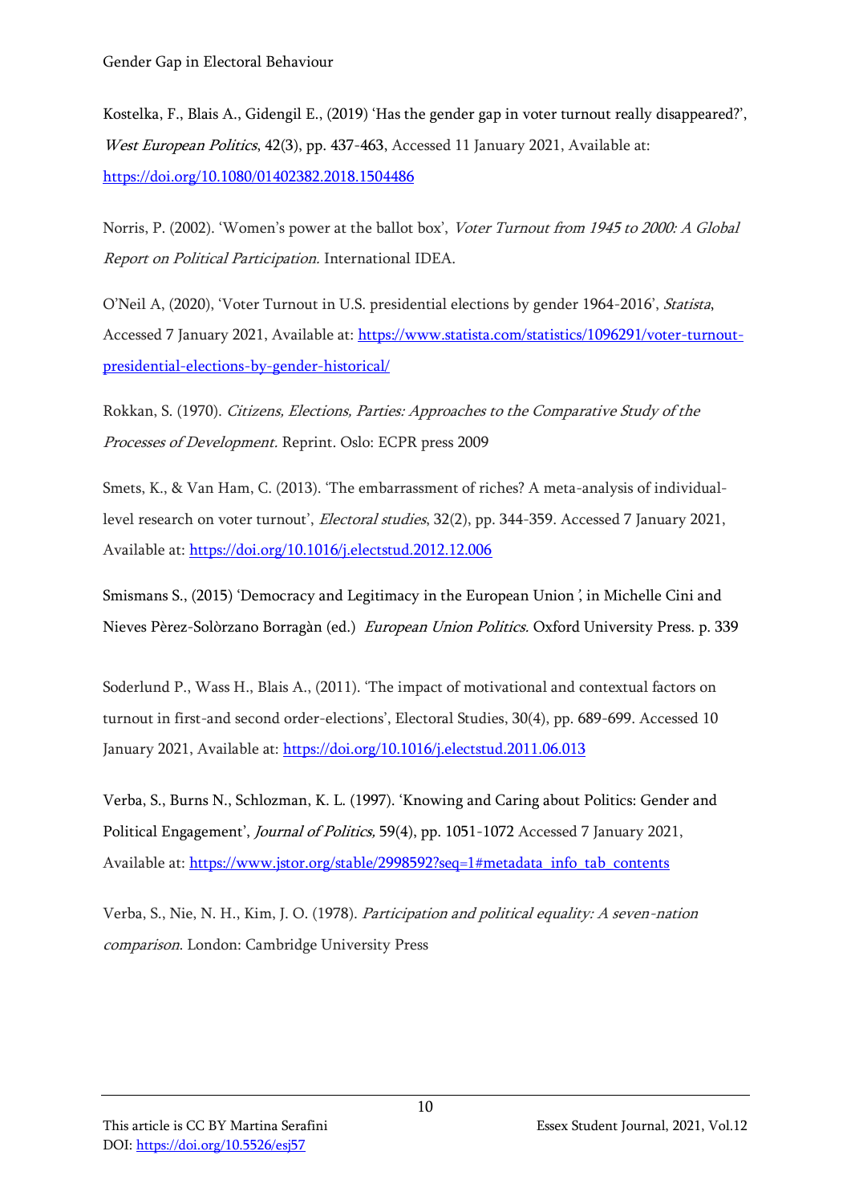Kostelka, F., Blais A., Gidengil E., (2019) 'Has the gender gap in voter turnout really disappeared?', *West European Politics*, 42(3), pp. 437-463, Accessed 11 January 2021, Available at: https://doi.org/10.1080/01402382.2018.1504486

Norris, P. (2002). 'Women's power at the ballot box', *Voter Turnout from 1945 to 2000: A Global Report on Political Participation.* International IDEA.

O'Neil A, (2020), 'Voter Turnout in U.S. presidential elections by gender 1964-2016', *Statista*, Accessed 7 January 2021, Available at: https://www.statista.com/statistics/1096291/voter-turnout-presidential-elections-by-gender-historical/

Rokkan, S. (1970). *Citizens, Elections, Parties: Approaches to the Comparative Study of the Processes of Development.* Reprint. Oslo: ECPR press 2009

Smets, K., & Van Ham, C. (2013). 'The embarrassment of riches? A meta-analysis of individual-level research on voter turnout', *Electoral studies*, 32(2), pp. 344-359. Accessed 7 January 2021, Available at: https://doi.org/10.1016/j.electstud.2012.12.006

Smismans S., (2015) 'Democracy and Legitimacy in the European Union', in Michelle Cini and Nieves Pèrez-Solòrzano Borragàn (ed.) *European Union Politics.* Oxford University Press. p. 339

Soderlund P., Wass H., Blais A., (2011). 'The impact of motivational and contextual factors on turnout in first-and second order-elections', Electoral Studies, 30(4), pp. 689-699. Accessed 10 January 2021, Available at: https://doi.org/10.1016/j.electstud.2011.06.013

Verba, S., Burns N., Schlozman, K. L. (1997). 'Knowing and Caring about Politics: Gender and Political Engagement', *Journal of Politics,* 59(4), pp. 1051-1072 Accessed 7 January 2021, Available at: https://www.jstor.org/stable/2998592?seq=1#metadata_info_tab_contents

Verba, S., Nie, N. H., Kim, J. O. (1978). *Participation and political equality: A seven-nation comparison*. London: Cambridge University Press